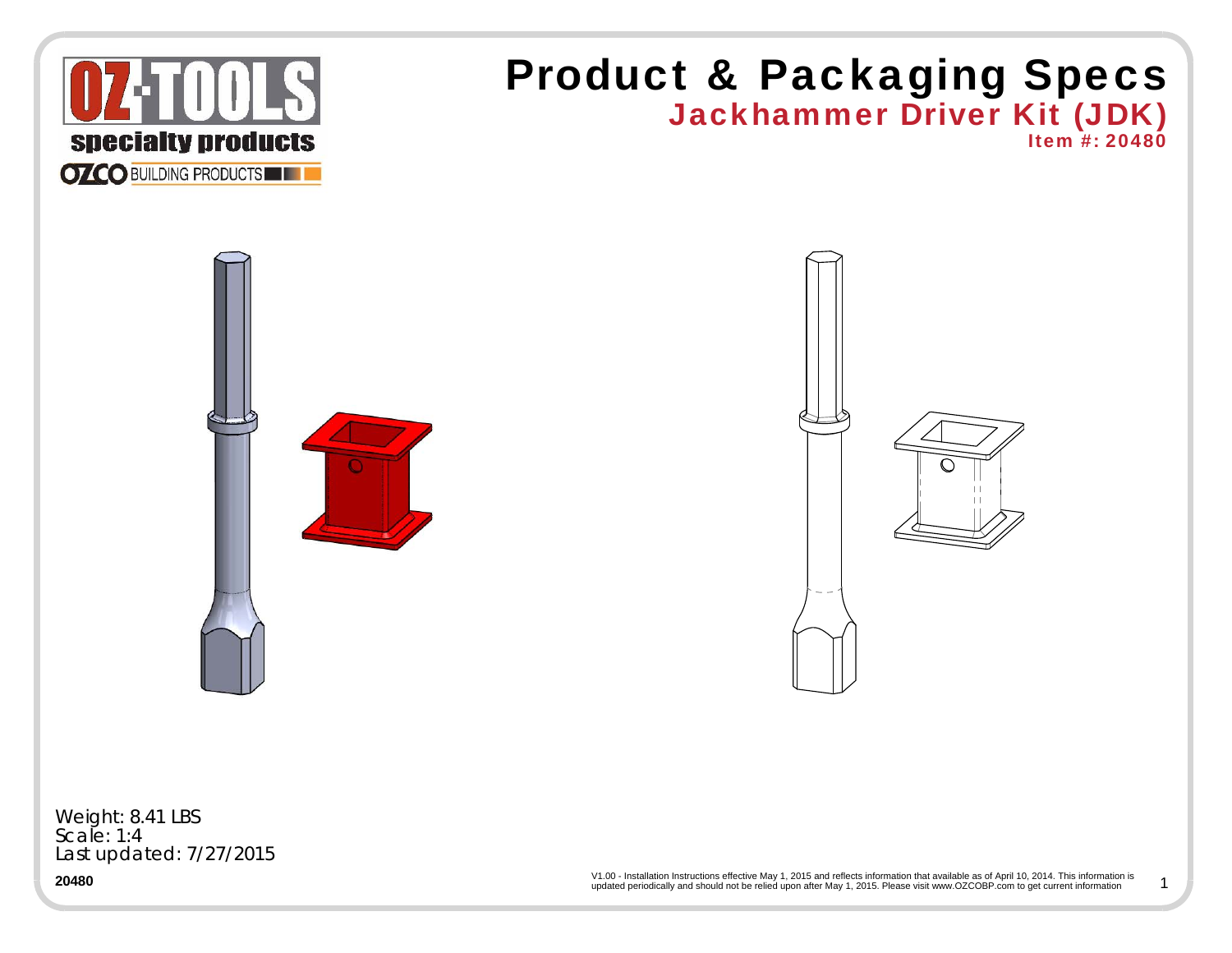# Product & Packaging Specs

## Jackhammer Driver Kit (JDK)

### Item #: 20480

Weight: 8.41 LBS
Scale: 1:4
Last updated: 7/27/2015

20480

V1.00 - Installation Instructions effective May 1, 2015 and reflects information that available as of April 10, 2014. This information is updated periodically and should not be relied upon after May 1, 2015. Please visit www.OZCOBP.com to get current information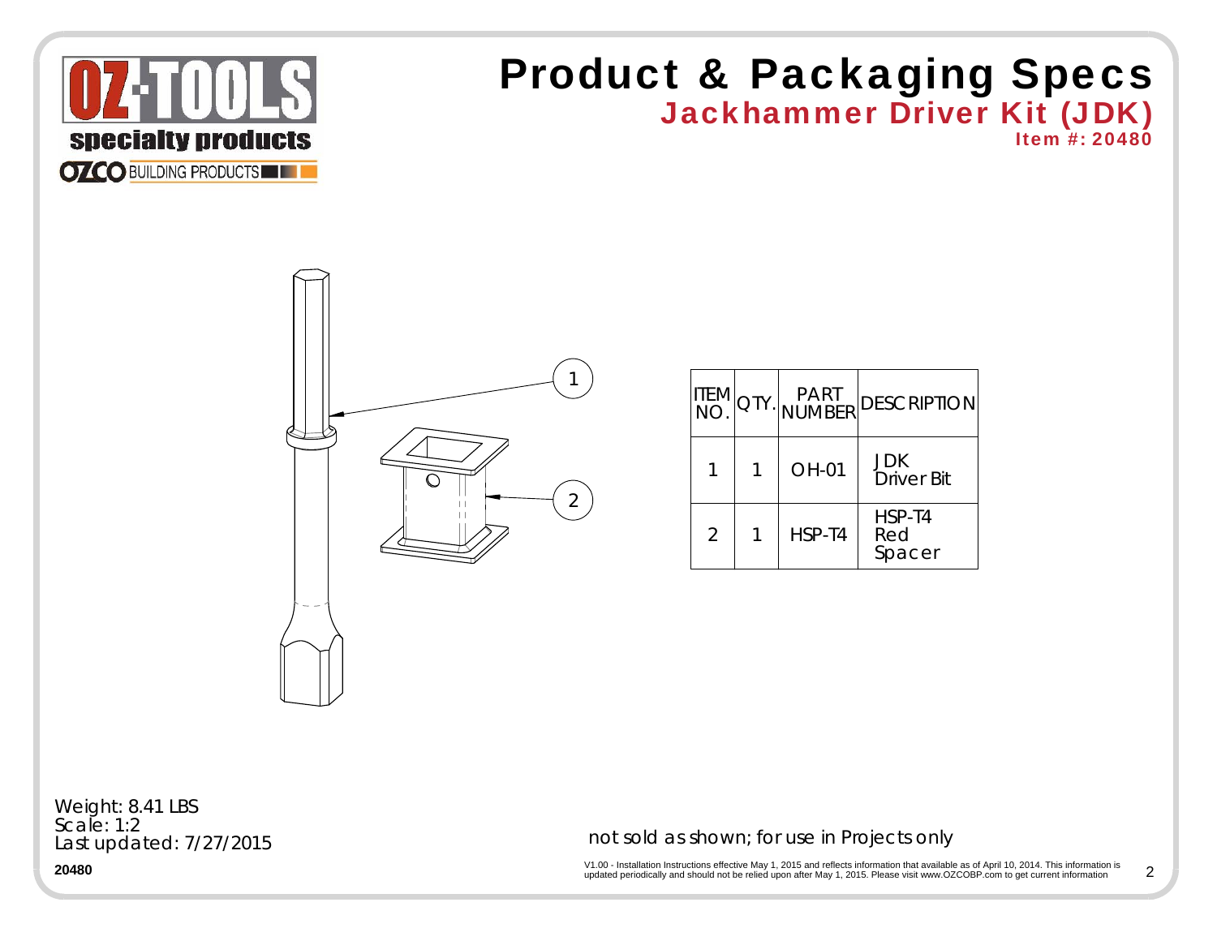# Product & Packaging Specs

## Jackhammer Driver Kit (JDK)

**Item #: 20480**

| ITEM NO. | QTY. | PART NUMBER | DESCRIPTION |
|---|---|---|---|
| 1 | 1 | OH-01 | JDK Driver Bit |
| 2 | 1 | HSP-T4 | HSP-T4 Red Spacer |

Weight: 8.41 LBS
Scale: 1:2
Last updated: 7/27/2015

not sold as shown; for use in Projects only

**20480**

V1.00 - Installation Instructions effective May 1, 2015 and reflects information that available as of April 10, 2014. This information is updated periodically and should not be relied upon after May 1, 2015. Please visit www.OZCOBP.com to get current information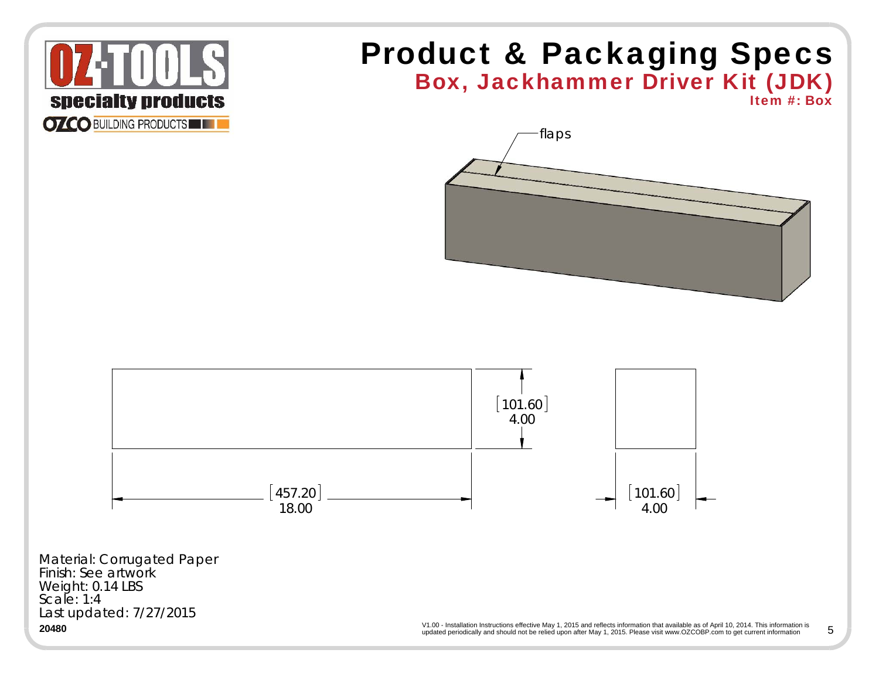# Product & Packaging Specs

## Box, Jackhammer Driver Kit (JDK)

**Item #: Box**

flaps

[101.60]
4.00

[457.20]
18.00

[101.60]
4.00

Material: Corrugated Paper
Finish: See artwork
Weight: 0.14 LBS
Scale: 1:4
Last updated: 7/27/2015

**20480**

V1.00 - Installation Instructions effective May 1, 2015 and reflects information that available as of April 10, 2014. This information is updated periodically and should not be relied upon after May 1, 2015. Please visit www.OZCOBP.com to get current information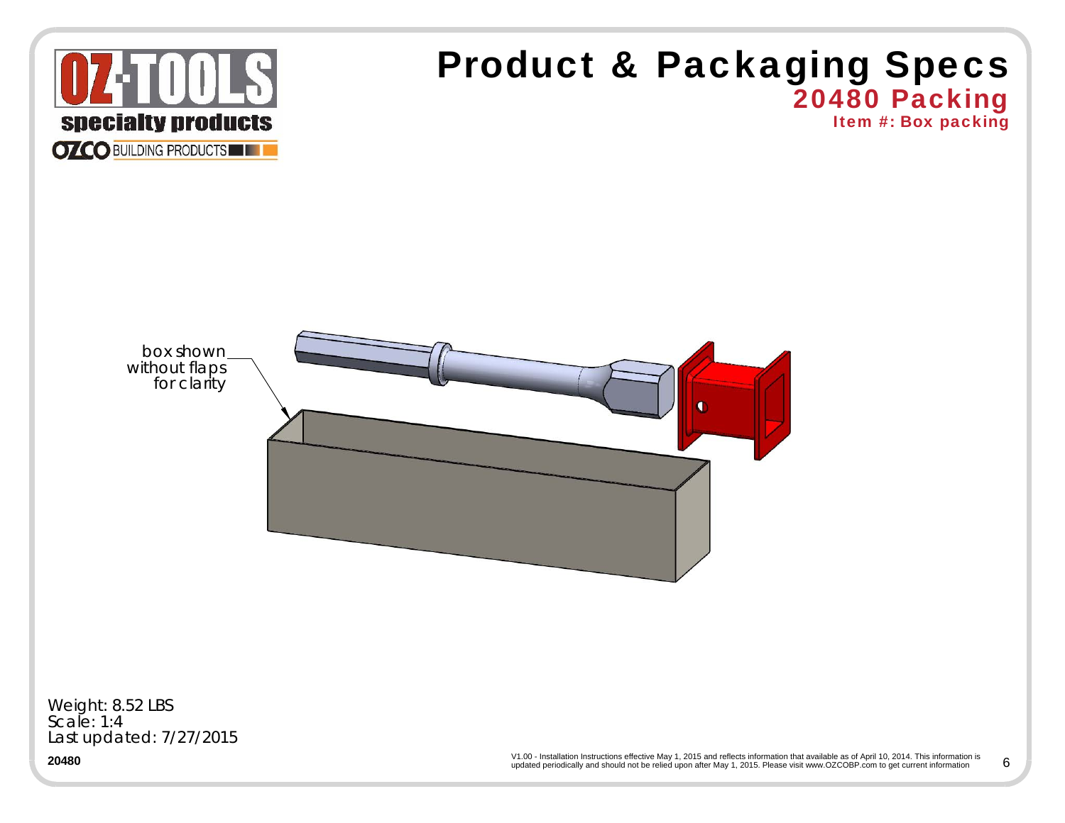# Product & Packaging Specs

## 20480 Packing

### Item #: Box packing

box shown without flaps for clarity

Weight: 8.52 LBS
Scale: 1:4
Last updated: 7/27/2015

**20480**

V1.00 - Installation Instructions effective May 1, 2015 and reflects information that available as of April 10, 2014. This information is updated periodically and should not be relied upon after May 1, 2015. Please visit www.OZCOBP.com to get current information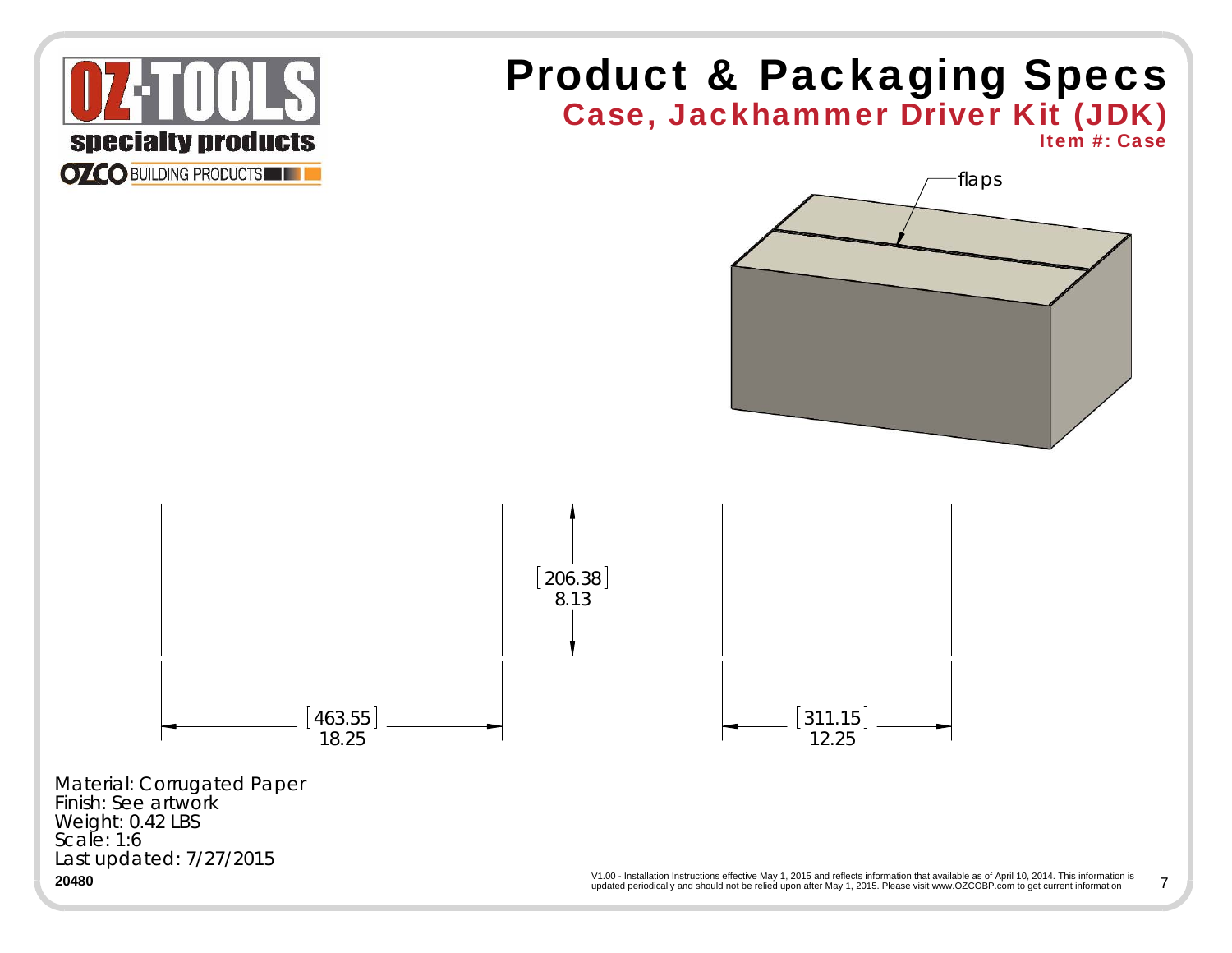# Product & Packaging Specs

## Case, Jackhammer Driver Kit (JDK)

**Item #: Case**

flaps

[206.38]
8.13

[463.55]
18.25

[311.15]
12.25

Material: Corrugated Paper
Finish: See artwork
Weight: 0.42 LBS
Scale: 1:6
Last updated: 7/27/2015

**20480**

V1.00 - Installation Instructions effective May 1, 2015 and reflects information that available as of April 10, 2014. This information is updated periodically and should not be relied upon after May 1, 2015. Please visit www.OZCOBP.com to get current information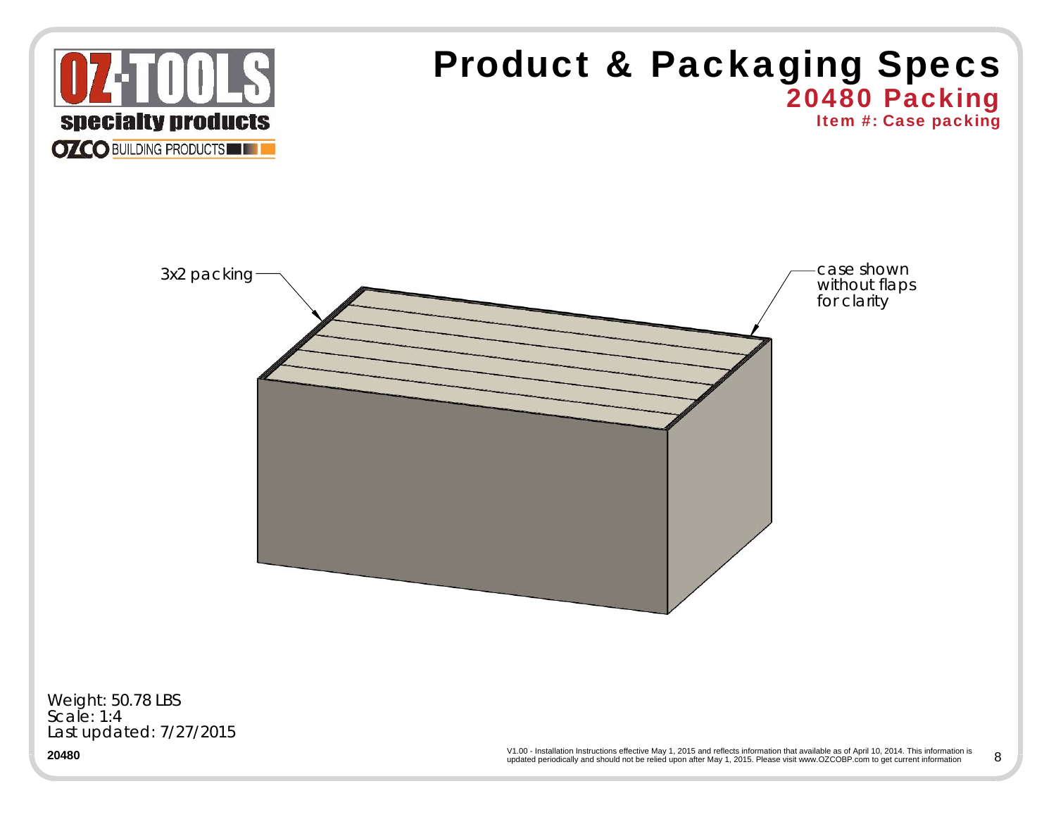# Product & Packaging Specs

## 20480 Packing

**Item #: Case packing**

3x2 packing

case shown without flaps for clarity

Weight: 50.78 LBS
Scale: 1:4
Last updated: 7/27/2015

**20480**

V1.00 - Installation Instructions effective May 1, 2015 and reflects information that available as of April 10, 2014. This information is updated periodically and should not be relied upon after May 1, 2015. Please visit www.OZCOBP.com to get current information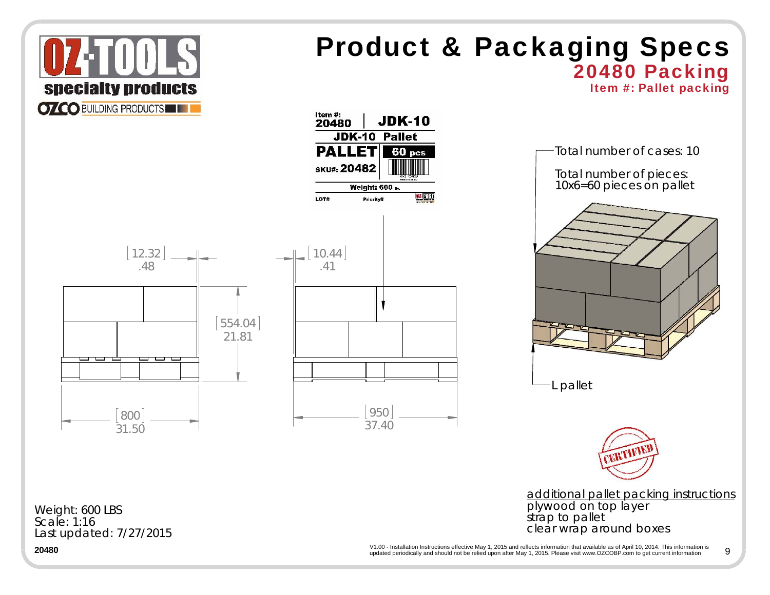# Product & Packaging Specs

## 20480 Packing

### Item #: Pallet packing

Item #: 20480 | JDK-10

JDK-10 Pallet

PALLET 60 pcs

SKU#: 20482

Weight: 600 lbs

LOT# Priority#

[12.32]
.48

[10.44]
.41

[554.04]
21.81

[800]
31.50

[950]
37.40

Total number of cases: 10

Total number of pieces:
10x6=60 pieces on pallet

L pallet

CERTIFIED

additional pallet packing instructions
plywood on top layer
strap to pallet
clear wrap around boxes

Weight: 600 LBS
Scale: 1:16
Last updated: 7/27/2015

20480

V1.00 - Installation Instructions effective May 1, 2015 and reflects information that available as of April 10, 2014. This information is updated periodically and should not be relied upon after May 1, 2015. Please visit www.OZCOBP.com to get current information